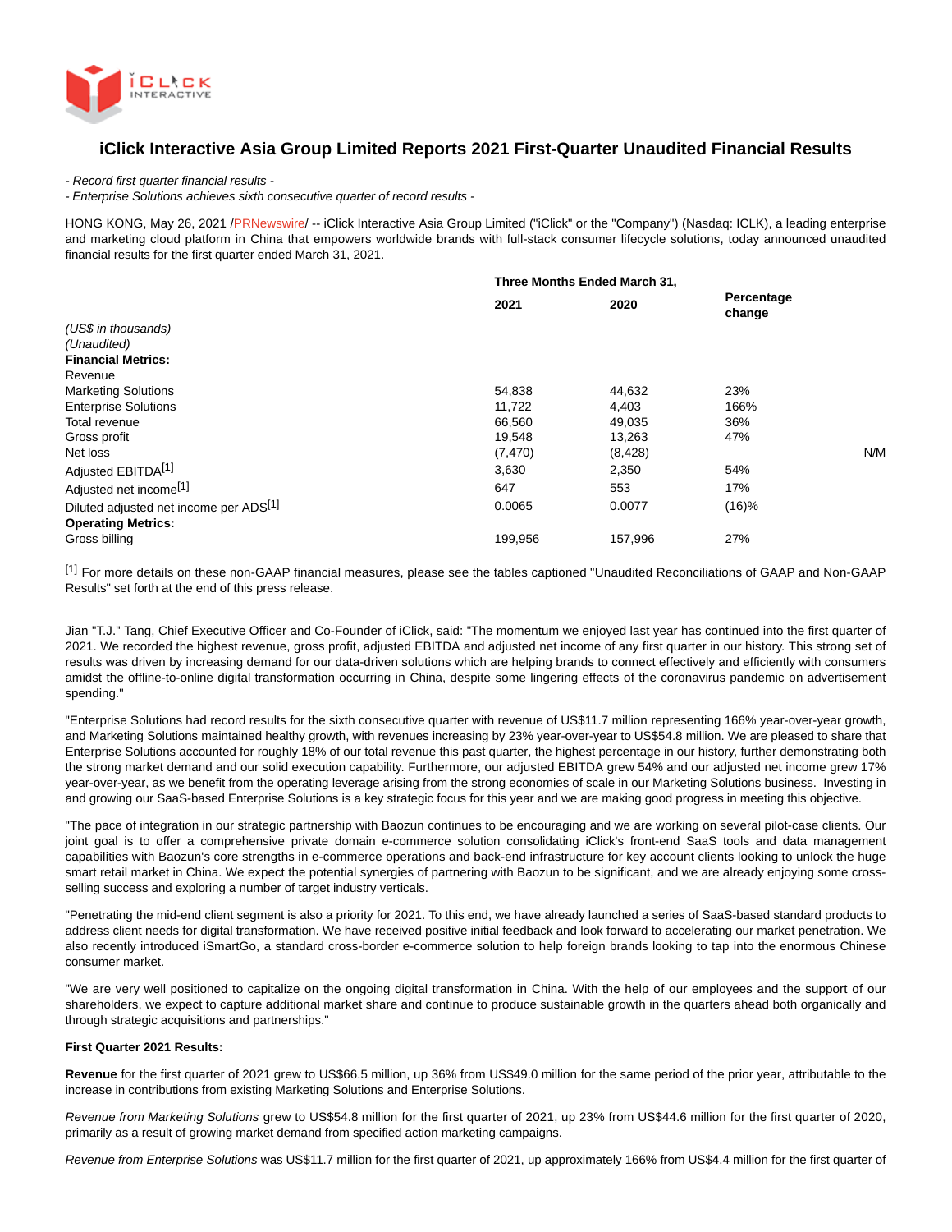# iClick Interactive Asia Group Limited Reports 2021 First-Quarter Unaudited Financial Results

*- Record first quarter financial results -*

*- Enterprise Solutions achieves sixth consecutive quarter of record results -*

HONG KONG, May 26, 2021 /PRNewswire/ -- iClick Interactive Asia Group Limited ("iClick" or the "Company") (Nasdaq: ICLK), a leading enterprise and marketing cloud platform in China that empowers worldwide brands with full-stack consumer lifecycle solutions, today announced unaudited financial results for the first quarter ended March 31, 2021.

| | Three Months Ended March 31, | | |
|---|---|---|---|
| | **2021** | **2020** | **Percentage change** |
| *(US$ in thousands)* | | | |
| *(Unaudited)* | | | |
| **Financial Metrics:** | | | |
| Revenue | | | |
| Marketing Solutions | 54,838 | 44,632 | 23% |
| Enterprise Solutions | 11,722 | 4,403 | 166% |
| Total revenue | 66,560 | 49,035 | 36% |
| Gross profit | 19,548 | 13,263 | 47% |
| Net loss | (7,470) | (8,428) | N/M |
| Adjusted EBITDA[1] | 3,630 | 2,350 | 54% |
| Adjusted net income[1] | 647 | 553 | 17% |
| Diluted adjusted net income per ADS[1] | 0.0065 | 0.0077 | (16)% |
| **Operating Metrics:** | | | |
| Gross billing | 199,956 | 157,996 | 27% |

[1] For more details on these non-GAAP financial measures, please see the tables captioned "Unaudited Reconciliations of GAAP and Non-GAAP Results" set forth at the end of this press release.

Jian "T.J." Tang, Chief Executive Officer and Co-Founder of iClick, said: "The momentum we enjoyed last year has continued into the first quarter of 2021. We recorded the highest revenue, gross profit, adjusted EBITDA and adjusted net income of any first quarter in our history. This strong set of results was driven by increasing demand for our data-driven solutions which are helping brands to connect effectively and efficiently with consumers amidst the offline-to-online digital transformation occurring in China, despite some lingering effects of the coronavirus pandemic on advertisement spending."

"Enterprise Solutions had record results for the sixth consecutive quarter with revenue of US$11.7 million representing 166% year-over-year growth, and Marketing Solutions maintained healthy growth, with revenues increasing by 23% year-over-year to US$54.8 million. We are pleased to share that Enterprise Solutions accounted for roughly 18% of our total revenue this past quarter, the highest percentage in our history, further demonstrating both the strong market demand and our solid execution capability. Furthermore, our adjusted EBITDA grew 54% and our adjusted net income grew 17% year-over-year, as we benefit from the operating leverage arising from the strong economies of scale in our Marketing Solutions business. Investing in and growing our SaaS-based Enterprise Solutions is a key strategic focus for this year and we are making good progress in meeting this objective.

"The pace of integration in our strategic partnership with Baozun continues to be encouraging and we are working on several pilot-case clients. Our joint goal is to offer a comprehensive private domain e-commerce solution consolidating iClick's front-end SaaS tools and data management capabilities with Baozun's core strengths in e-commerce operations and back-end infrastructure for key account clients looking to unlock the huge smart retail market in China. We expect the potential synergies of partnering with Baozun to be significant, and we are already enjoying some cross-selling success and exploring a number of target industry verticals.

"Penetrating the mid-end client segment is also a priority for 2021. To this end, we have already launched a series of SaaS-based standard products to address client needs for digital transformation. We have received positive initial feedback and look forward to accelerating our market penetration. We also recently introduced iSmartGo, a standard cross-border e-commerce solution to help foreign brands looking to tap into the enormous Chinese consumer market.

"We are very well positioned to capitalize on the ongoing digital transformation in China. With the help of our employees and the support of our shareholders, we expect to capture additional market share and continue to produce sustainable growth in the quarters ahead both organically and through strategic acquisitions and partnerships."

**First Quarter 2021 Results:**

**Revenue** for the first quarter of 2021 grew to US$66.5 million, up 36% from US$49.0 million for the same period of the prior year, attributable to the increase in contributions from existing Marketing Solutions and Enterprise Solutions.

*Revenue from Marketing Solutions* grew to US$54.8 million for the first quarter of 2021, up 23% from US$44.6 million for the first quarter of 2020, primarily as a result of growing market demand from specified action marketing campaigns.

*Revenue from Enterprise Solutions* was US$11.7 million for the first quarter of 2021, up approximately 166% from US$4.4 million for the first quarter of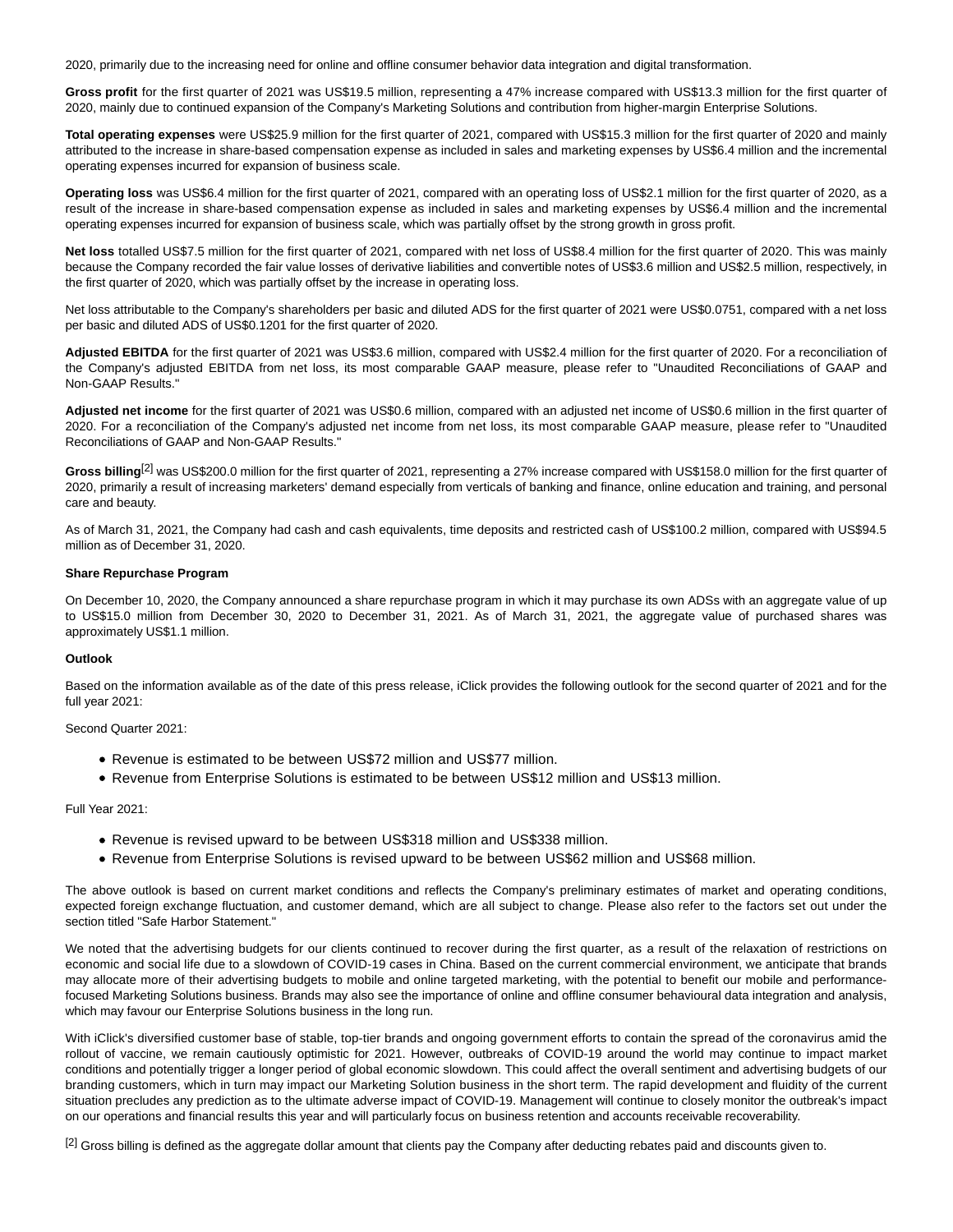2020, primarily due to the increasing need for online and offline consumer behavior data integration and digital transformation.

**Gross profit** for the first quarter of 2021 was US$19.5 million, representing a 47% increase compared with US$13.3 million for the first quarter of 2020, mainly due to continued expansion of the Company's Marketing Solutions and contribution from higher-margin Enterprise Solutions.

**Total operating expenses** were US$25.9 million for the first quarter of 2021, compared with US$15.3 million for the first quarter of 2020 and mainly attributed to the increase in share-based compensation expense as included in sales and marketing expenses by US$6.4 million and the incremental operating expenses incurred for expansion of business scale.

**Operating loss** was US$6.4 million for the first quarter of 2021, compared with an operating loss of US$2.1 million for the first quarter of 2020, as a result of the increase in share-based compensation expense as included in sales and marketing expenses by US$6.4 million and the incremental operating expenses incurred for expansion of business scale, which was partially offset by the strong growth in gross profit.

**Net loss** totalled US$7.5 million for the first quarter of 2021, compared with net loss of US$8.4 million for the first quarter of 2020. This was mainly because the Company recorded the fair value losses of derivative liabilities and convertible notes of US$3.6 million and US$2.5 million, respectively, in the first quarter of 2020, which was partially offset by the increase in operating loss.

Net loss attributable to the Company's shareholders per basic and diluted ADS for the first quarter of 2021 were US$0.0751, compared with a net loss per basic and diluted ADS of US$0.1201 for the first quarter of 2020.

**Adjusted EBITDA** for the first quarter of 2021 was US$3.6 million, compared with US$2.4 million for the first quarter of 2020. For a reconciliation of the Company's adjusted EBITDA from net loss, its most comparable GAAP measure, please refer to "Unaudited Reconciliations of GAAP and Non-GAAP Results."

**Adjusted net income** for the first quarter of 2021 was US$0.6 million, compared with an adjusted net income of US$0.6 million in the first quarter of 2020. For a reconciliation of the Company's adjusted net income from net loss, its most comparable GAAP measure, please refer to "Unaudited Reconciliations of GAAP and Non-GAAP Results."

**Gross billing**[2] was US$200.0 million for the first quarter of 2021, representing a 27% increase compared with US$158.0 million for the first quarter of 2020, primarily a result of increasing marketers' demand especially from verticals of banking and finance, online education and training, and personal care and beauty.

As of March 31, 2021, the Company had cash and cash equivalents, time deposits and restricted cash of US$100.2 million, compared with US$94.5 million as of December 31, 2020.

**Share Repurchase Program**

On December 10, 2020, the Company announced a share repurchase program in which it may purchase its own ADSs with an aggregate value of up to US$15.0 million from December 30, 2020 to December 31, 2021. As of March 31, 2021, the aggregate value of purchased shares was approximately US$1.1 million.

**Outlook**

Based on the information available as of the date of this press release, iClick provides the following outlook for the second quarter of 2021 and for the full year 2021:

Second Quarter 2021:

- Revenue is estimated to be between US$72 million and US$77 million.
- Revenue from Enterprise Solutions is estimated to be between US$12 million and US$13 million.

Full Year 2021:

- Revenue is revised upward to be between US$318 million and US$338 million.
- Revenue from Enterprise Solutions is revised upward to be between US$62 million and US$68 million.

The above outlook is based on current market conditions and reflects the Company's preliminary estimates of market and operating conditions, expected foreign exchange fluctuation, and customer demand, which are all subject to change. Please also refer to the factors set out under the section titled "Safe Harbor Statement."

We noted that the advertising budgets for our clients continued to recover during the first quarter, as a result of the relaxation of restrictions on economic and social life due to a slowdown of COVID-19 cases in China. Based on the current commercial environment, we anticipate that brands may allocate more of their advertising budgets to mobile and online targeted marketing, with the potential to benefit our mobile and performance-focused Marketing Solutions business. Brands may also see the importance of online and offline consumer behavioural data integration and analysis, which may favour our Enterprise Solutions business in the long run.

With iClick's diversified customer base of stable, top-tier brands and ongoing government efforts to contain the spread of the coronavirus amid the rollout of vaccine, we remain cautiously optimistic for 2021. However, outbreaks of COVID-19 around the world may continue to impact market conditions and potentially trigger a longer period of global economic slowdown. This could affect the overall sentiment and advertising budgets of our branding customers, which in turn may impact our Marketing Solution business in the short term. The rapid development and fluidity of the current situation precludes any prediction as to the ultimate adverse impact of COVID-19. Management will continue to closely monitor the outbreak's impact on our operations and financial results this year and will particularly focus on business retention and accounts receivable recoverability.

[2] Gross billing is defined as the aggregate dollar amount that clients pay the Company after deducting rebates paid and discounts given to.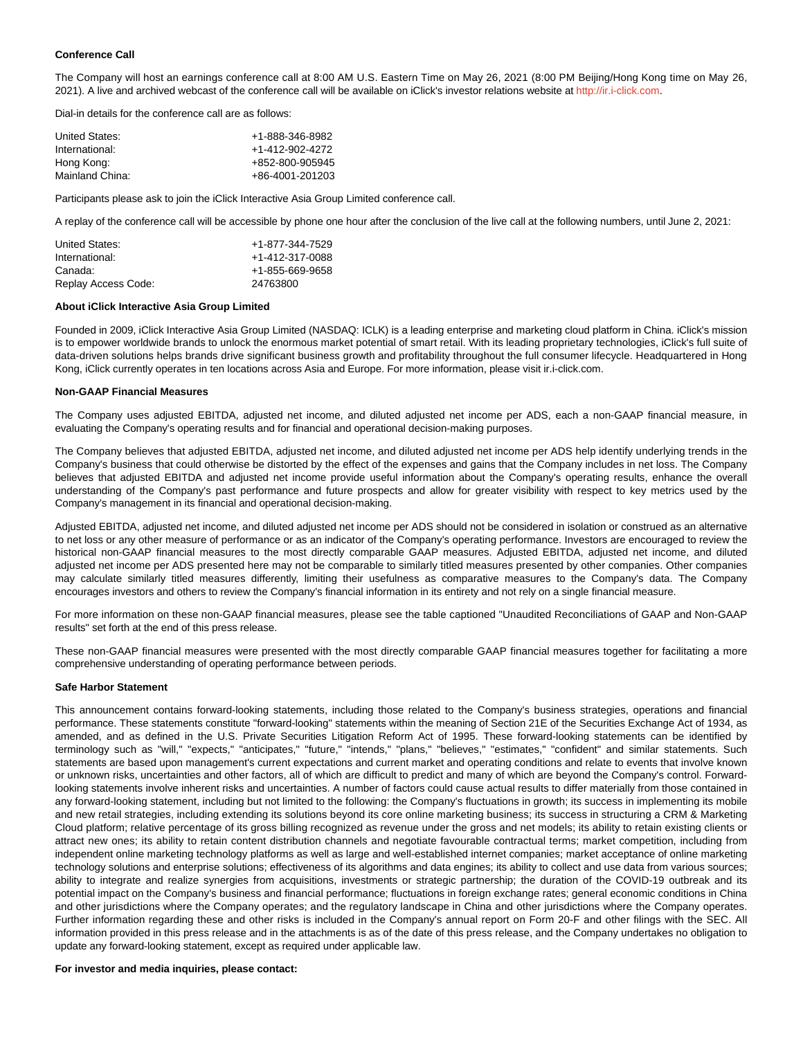**Conference Call**

The Company will host an earnings conference call at 8:00 AM U.S. Eastern Time on May 26, 2021 (8:00 PM Beijing/Hong Kong time on May 26, 2021). A live and archived webcast of the conference call will be available on iClick's investor relations website at http://ir.i-click.com.

Dial-in details for the conference call are as follows:

| | |
|---|---|
| United States: | +1-888-346-8982 |
| International: | +1-412-902-4272 |
| Hong Kong: | +852-800-905945 |
| Mainland China: | +86-4001-201203 |

Participants please ask to join the iClick Interactive Asia Group Limited conference call.

A replay of the conference call will be accessible by phone one hour after the conclusion of the live call at the following numbers, until June 2, 2021:

| | |
|---|---|
| United States: | +1-877-344-7529 |
| International: | +1-412-317-0088 |
| Canada: | +1-855-669-9658 |
| Replay Access Code: | 24763800 |

**About iClick Interactive Asia Group Limited**

Founded in 2009, iClick Interactive Asia Group Limited (NASDAQ: ICLK) is a leading enterprise and marketing cloud platform in China. iClick's mission is to empower worldwide brands to unlock the enormous market potential of smart retail. With its leading proprietary technologies, iClick's full suite of data-driven solutions helps brands drive significant business growth and profitability throughout the full consumer lifecycle. Headquartered in Hong Kong, iClick currently operates in ten locations across Asia and Europe. For more information, please visit ir.i-click.com.

**Non-GAAP Financial Measures**

The Company uses adjusted EBITDA, adjusted net income, and diluted adjusted net income per ADS, each a non-GAAP financial measure, in evaluating the Company's operating results and for financial and operational decision-making purposes.

The Company believes that adjusted EBITDA, adjusted net income, and diluted adjusted net income per ADS help identify underlying trends in the Company's business that could otherwise be distorted by the effect of the expenses and gains that the Company includes in net loss. The Company believes that adjusted EBITDA and adjusted net income provide useful information about the Company's operating results, enhance the overall understanding of the Company's past performance and future prospects and allow for greater visibility with respect to key metrics used by the Company's management in its financial and operational decision-making.

Adjusted EBITDA, adjusted net income, and diluted adjusted net income per ADS should not be considered in isolation or construed as an alternative to net loss or any other measure of performance or as an indicator of the Company's operating performance. Investors are encouraged to review the historical non-GAAP financial measures to the most directly comparable GAAP measures. Adjusted EBITDA, adjusted net income, and diluted adjusted net income per ADS presented here may not be comparable to similarly titled measures presented by other companies. Other companies may calculate similarly titled measures differently, limiting their usefulness as comparative measures to the Company's data. The Company encourages investors and others to review the Company's financial information in its entirety and not rely on a single financial measure.

For more information on these non-GAAP financial measures, please see the table captioned "Unaudited Reconciliations of GAAP and Non-GAAP results" set forth at the end of this press release.

These non-GAAP financial measures were presented with the most directly comparable GAAP financial measures together for facilitating a more comprehensive understanding of operating performance between periods.

**Safe Harbor Statement**

This announcement contains forward-looking statements, including those related to the Company's business strategies, operations and financial performance. These statements constitute "forward-looking" statements within the meaning of Section 21E of the Securities Exchange Act of 1934, as amended, and as defined in the U.S. Private Securities Litigation Reform Act of 1995. These forward-looking statements can be identified by terminology such as "will," "expects," "anticipates," "future," "intends," "plans," "believes," "estimates," "confident" and similar statements. Such statements are based upon management's current expectations and current market and operating conditions and relate to events that involve known or unknown risks, uncertainties and other factors, all of which are difficult to predict and many of which are beyond the Company's control. Forward-looking statements involve inherent risks and uncertainties. A number of factors could cause actual results to differ materially from those contained in any forward-looking statement, including but not limited to the following: the Company's fluctuations in growth; its success in implementing its mobile and new retail strategies, including extending its solutions beyond its core online marketing business; its success in structuring a CRM & Marketing Cloud platform; relative percentage of its gross billing recognized as revenue under the gross and net models; its ability to retain existing clients or attract new ones; its ability to retain content distribution channels and negotiate favourable contractual terms; market competition, including from independent online marketing technology platforms as well as large and well-established internet companies; market acceptance of online marketing technology solutions and enterprise solutions; effectiveness of its algorithms and data engines; its ability to collect and use data from various sources; ability to integrate and realize synergies from acquisitions, investments or strategic partnership; the duration of the COVID-19 outbreak and its potential impact on the Company's business and financial performance; fluctuations in foreign exchange rates; general economic conditions in China and other jurisdictions where the Company operates; and the regulatory landscape in China and other jurisdictions where the Company operates. Further information regarding these and other risks is included in the Company's annual report on Form 20-F and other filings with the SEC. All information provided in this press release and in the attachments is as of the date of this press release, and the Company undertakes no obligation to update any forward-looking statement, except as required under applicable law.

**For investor and media inquiries, please contact:**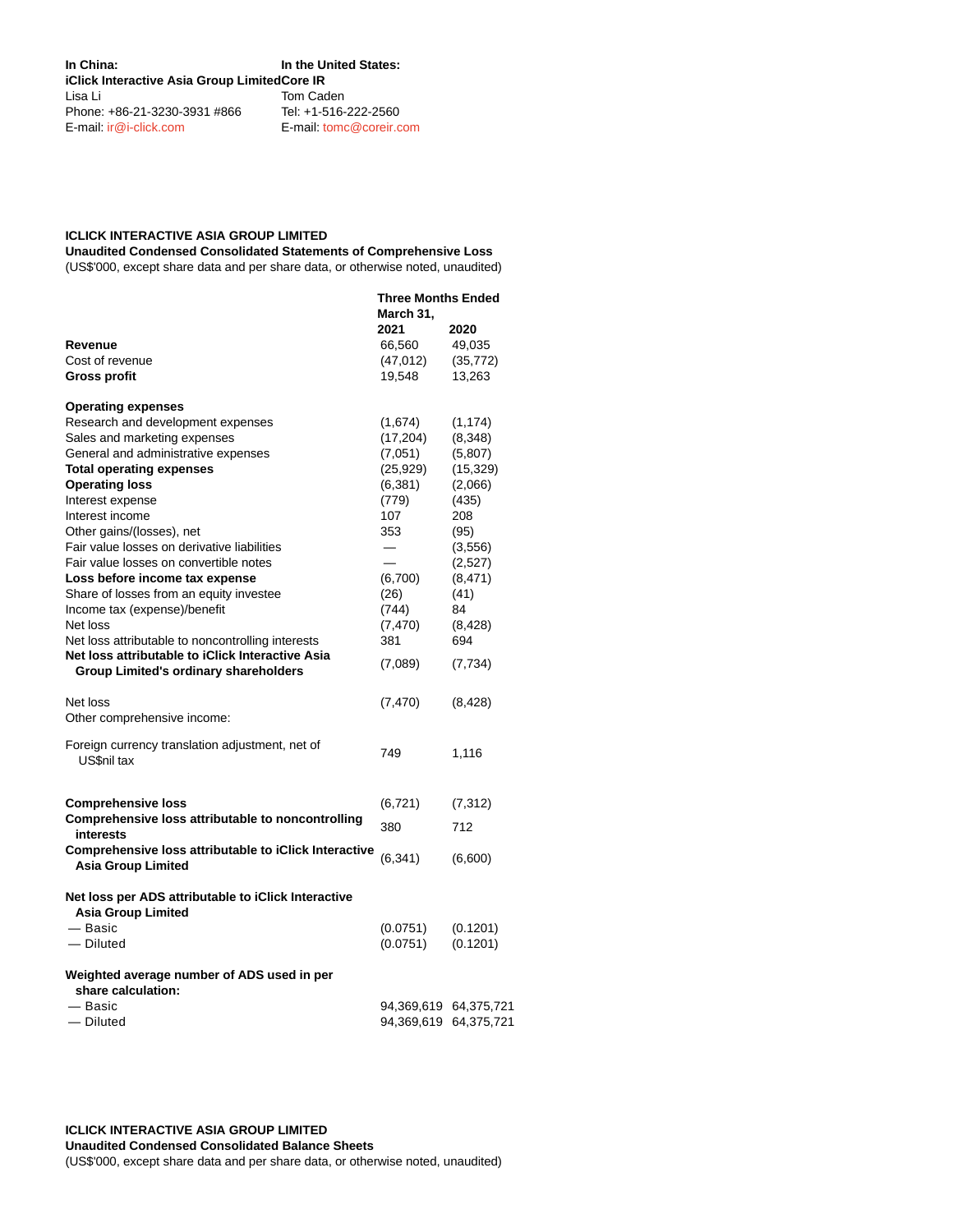| **In China:** | **In the United States:** |
|---|---|
| **iClick Interactive Asia Group Limited** | **Core IR** |
| Lisa Li | Tom Caden |
| Phone: +86-21-3230-3931 #866 | Tel: +1-516-222-2560 |
| E-mail: ir@i-click.com | E-mail: tomc@coreir.com |

**ICLICK INTERACTIVE ASIA GROUP LIMITED**

**Unaudited Condensed Consolidated Statements of Comprehensive Loss**

(US$'000, except share data and per share data, or otherwise noted, unaudited)

| | **Three Months Ended March 31,** | |
|---|---|---|
| | **2021** | **2020** |
| **Revenue** | 66,560 | 49,035 |
| Cost of revenue | (47,012) | (35,772) |
| **Gross profit** | 19,548 | 13,263 |
| | | |
| **Operating expenses** | | |
| Research and development expenses | (1,674) | (1,174) |
| Sales and marketing expenses | (17,204) | (8,348) |
| General and administrative expenses | (7,051) | (5,807) |
| **Total operating expenses** | (25,929) | (15,329) |
| **Operating loss** | (6,381) | (2,066) |
| Interest expense | (779) | (435) |
| Interest income | 107 | 208 |
| Other gains/(losses), net | 353 | (95) |
| Fair value losses on derivative liabilities | — | (3,556) |
| Fair value losses on convertible notes | — | (2,527) |
| **Loss before income tax expense** | (6,700) | (8,471) |
| Share of losses from an equity investee | (26) | (41) |
| Income tax (expense)/benefit | (744) | 84 |
| Net loss | (7,470) | (8,428) |
| Net loss attributable to noncontrolling interests | 381 | 694 |
| **Net loss attributable to iClick Interactive Asia Group Limited's ordinary shareholders** | (7,089) | (7,734) |
| | | |
| Net loss | (7,470) | (8,428) |
| Other comprehensive income: | | |
| Foreign currency translation adjustment, net of US$nil tax | 749 | 1,116 |
| | | |
| **Comprehensive loss** | (6,721) | (7,312) |
| **Comprehensive loss attributable to noncontrolling interests** | 380 | 712 |
| **Comprehensive loss attributable to iClick Interactive Asia Group Limited** | (6,341) | (6,600) |
| | | |
| **Net loss per ADS attributable to iClick Interactive Asia Group Limited** | | |
| — Basic | (0.0751) | (0.1201) |
| — Diluted | (0.0751) | (0.1201) |
| | | |
| **Weighted average number of ADS used in per share calculation:** | | |
| — Basic | 94,369,619 | 64,375,721 |
| — Diluted | 94,369,619 | 64,375,721 |

**ICLICK INTERACTIVE ASIA GROUP LIMITED**

**Unaudited Condensed Consolidated Balance Sheets**

(US$'000, except share data and per share data, or otherwise noted, unaudited)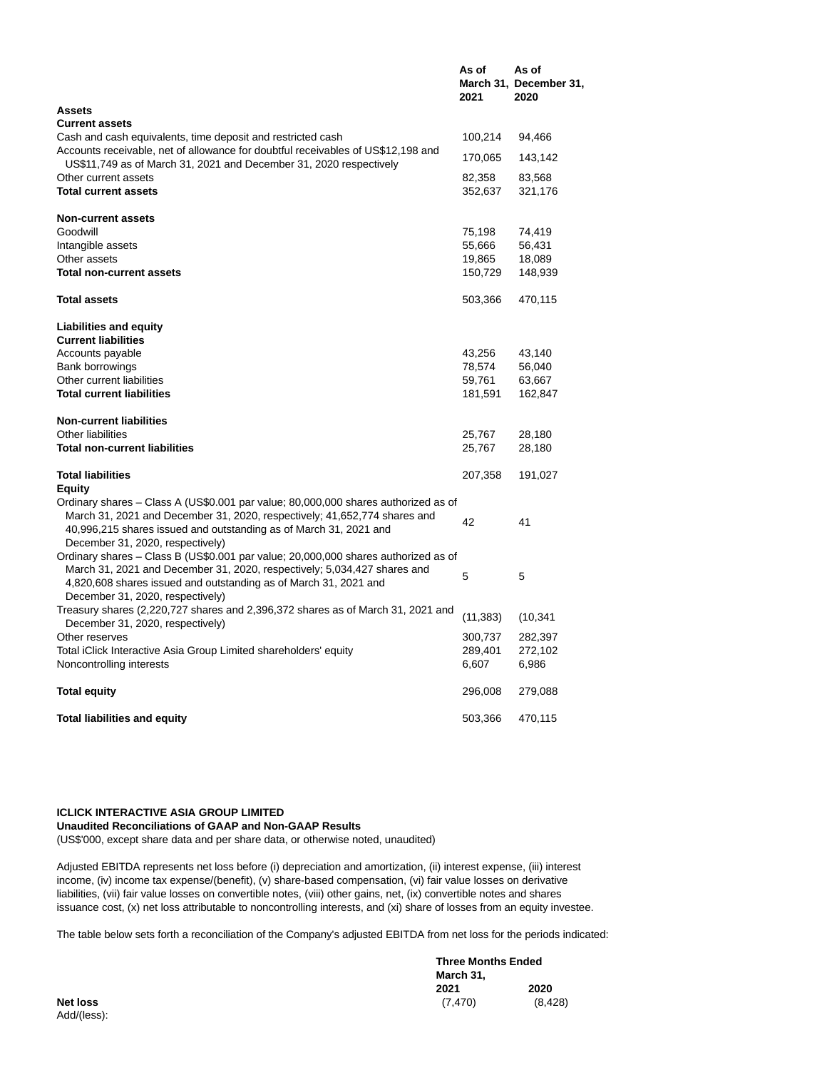| | As of March 31, 2021 | As of December 31, 2020 |
|---|---|---|
| **Assets** | | |
| **Current assets** | | |
| Cash and cash equivalents, time deposit and restricted cash | 100,214 | 94,466 |
| Accounts receivable, net of allowance for doubtful receivables of US$12,198 and US$11,749 as of March 31, 2021 and December 31, 2020 respectively | 170,065 | 143,142 |
| Other current assets | 82,358 | 83,568 |
| **Total current assets** | 352,637 | 321,176 |
| | | |
| **Non-current assets** | | |
| Goodwill | 75,198 | 74,419 |
| Intangible assets | 55,666 | 56,431 |
| Other assets | 19,865 | 18,089 |
| **Total non-current assets** | 150,729 | 148,939 |
| | | |
| **Total assets** | 503,366 | 470,115 |
| | | |
| **Liabilities and equity** | | |
| **Current liabilities** | | |
| Accounts payable | 43,256 | 43,140 |
| Bank borrowings | 78,574 | 56,040 |
| Other current liabilities | 59,761 | 63,667 |
| **Total current liabilities** | 181,591 | 162,847 |
| | | |
| **Non-current liabilities** | | |
| Other liabilities | 25,767 | 28,180 |
| **Total non-current liabilities** | 25,767 | 28,180 |
| | | |
| **Total liabilities** | 207,358 | 191,027 |
| **Equity** | | |
| Ordinary shares – Class A (US$0.001 par value; 80,000,000 shares authorized as of March 31, 2021 and December 31, 2020, respectively; 41,652,774 shares and 40,996,215 shares issued and outstanding as of March 31, 2021 and December 31, 2020, respectively) | 42 | 41 |
| Ordinary shares – Class B (US$0.001 par value; 20,000,000 shares authorized as of March 31, 2021 and December 31, 2020, respectively; 5,034,427 shares and 4,820,608 shares issued and outstanding as of March 31, 2021 and December 31, 2020, respectively) | 5 | 5 |
| Treasury shares (2,220,727 shares and 2,396,372 shares as of March 31, 2021 and December 31, 2020, respectively) | (11,383) | (10,341 |
| Other reserves | 300,737 | 282,397 |
| Total iClick Interactive Asia Group Limited shareholders' equity | 289,401 | 272,102 |
| Noncontrolling interests | 6,607 | 6,986 |
| | | |
| **Total equity** | 296,008 | 279,088 |
| | | |
| **Total liabilities and equity** | 503,366 | 470,115 |

**ICLICK INTERACTIVE ASIA GROUP LIMITED**
**Unaudited Reconciliations of GAAP and Non-GAAP Results**
(US$'000, except share data and per share data, or otherwise noted, unaudited)

Adjusted EBITDA represents net loss before (i) depreciation and amortization, (ii) interest expense, (iii) interest income, (iv) income tax expense/(benefit), (v) share-based compensation, (vi) fair value losses on derivative liabilities, (vii) fair value losses on convertible notes, (viii) other gains, net, (ix) convertible notes and shares issuance cost, (x) net loss attributable to noncontrolling interests, and (xi) share of losses from an equity investee.

The table below sets forth a reconciliation of the Company's adjusted EBITDA from net loss for the periods indicated:

| | Three Months Ended March 31, | |
|---|---|---|
| | 2021 | 2020 |
| **Net loss** | (7,470) | (8,428) |
| Add/(less): | | |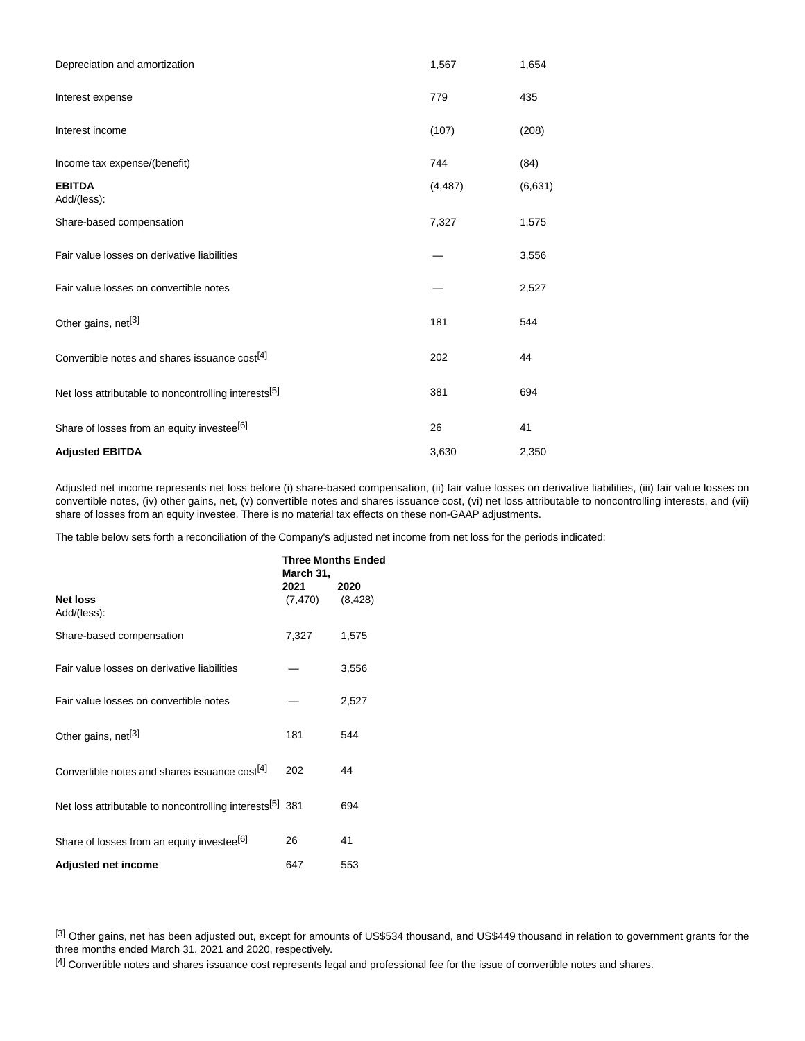| | | |
|---|---|---|
| Depreciation and amortization | 1,567 | 1,654 |
| Interest expense | 779 | 435 |
| Interest income | (107) | (208) |
| Income tax expense/(benefit) | 744 | (84) |
| **EBITDA** | (4,487) | (6,631) |
| Add/(less): | | |
| Share-based compensation | 7,327 | 1,575 |
| Fair value losses on derivative liabilities | — | 3,556 |
| Fair value losses on convertible notes | — | 2,527 |
| Other gains, net[3] | 181 | 544 |
| Convertible notes and shares issuance cost[4] | 202 | 44 |
| Net loss attributable to noncontrolling interests[5] | 381 | 694 |
| Share of losses from an equity investee[6] | 26 | 41 |
| **Adjusted EBITDA** | 3,630 | 2,350 |

Adjusted net income represents net loss before (i) share-based compensation, (ii) fair value losses on derivative liabilities, (iii) fair value losses on convertible notes, (iv) other gains, net, (v) convertible notes and shares issuance cost, (vi) net loss attributable to noncontrolling interests, and (vii) share of losses from an equity investee. There is no material tax effects on these non-GAAP adjustments.

The table below sets forth a reconciliation of the Company's adjusted net income from net loss for the periods indicated:

| | **Three Months Ended March 31,** | |
|---|---|---|
| | **2021** | **2020** |
| **Net loss** | (7,470) | (8,428) |
| Add/(less): | | |
| Share-based compensation | 7,327 | 1,575 |
| Fair value losses on derivative liabilities | — | 3,556 |
| Fair value losses on convertible notes | — | 2,527 |
| Other gains, net[3] | 181 | 544 |
| Convertible notes and shares issuance cost[4] | 202 | 44 |
| Net loss attributable to noncontrolling interests[5] | 381 | 694 |
| Share of losses from an equity investee[6] | 26 | 41 |
| **Adjusted net income** | 647 | 553 |

[3] Other gains, net has been adjusted out, except for amounts of US$534 thousand, and US$449 thousand in relation to government grants for the three months ended March 31, 2021 and 2020, respectively.

[4] Convertible notes and shares issuance cost represents legal and professional fee for the issue of convertible notes and shares.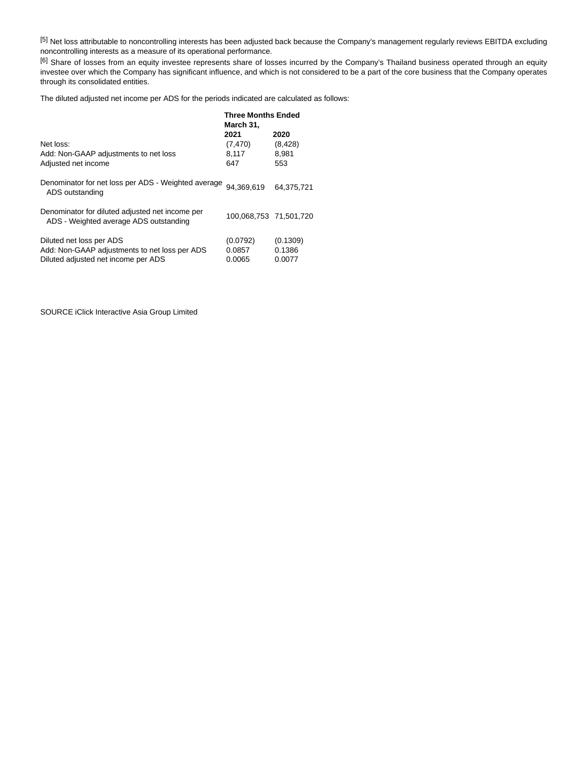[5] Net loss attributable to noncontrolling interests has been adjusted back because the Company's management regularly reviews EBITDA excluding noncontrolling interests as a measure of its operational performance.

[6] Share of losses from an equity investee represents share of losses incurred by the Company's Thailand business operated through an equity investee over which the Company has significant influence, and which is not considered to be a part of the core business that the Company operates through its consolidated entities.

The diluted adjusted net income per ADS for the periods indicated are calculated as follows:

| | **Three Months Ended March 31,** | |
|---|---|---|
| | **2021** | **2020** |
| Net loss: | (7,470) | (8,428) |
| Add: Non-GAAP adjustments to net loss | 8,117 | 8,981 |
| Adjusted net income | 647 | 553 |
| Denominator for net loss per ADS - Weighted average ADS outstanding | 94,369,619 | 64,375,721 |
| Denominator for diluted adjusted net income per ADS - Weighted average ADS outstanding | 100,068,753 | 71,501,720 |
| Diluted net loss per ADS | (0.0792) | (0.1309) |
| Add: Non-GAAP adjustments to net loss per ADS | 0.0857 | 0.1386 |
| Diluted adjusted net income per ADS | 0.0065 | 0.0077 |

SOURCE iClick Interactive Asia Group Limited